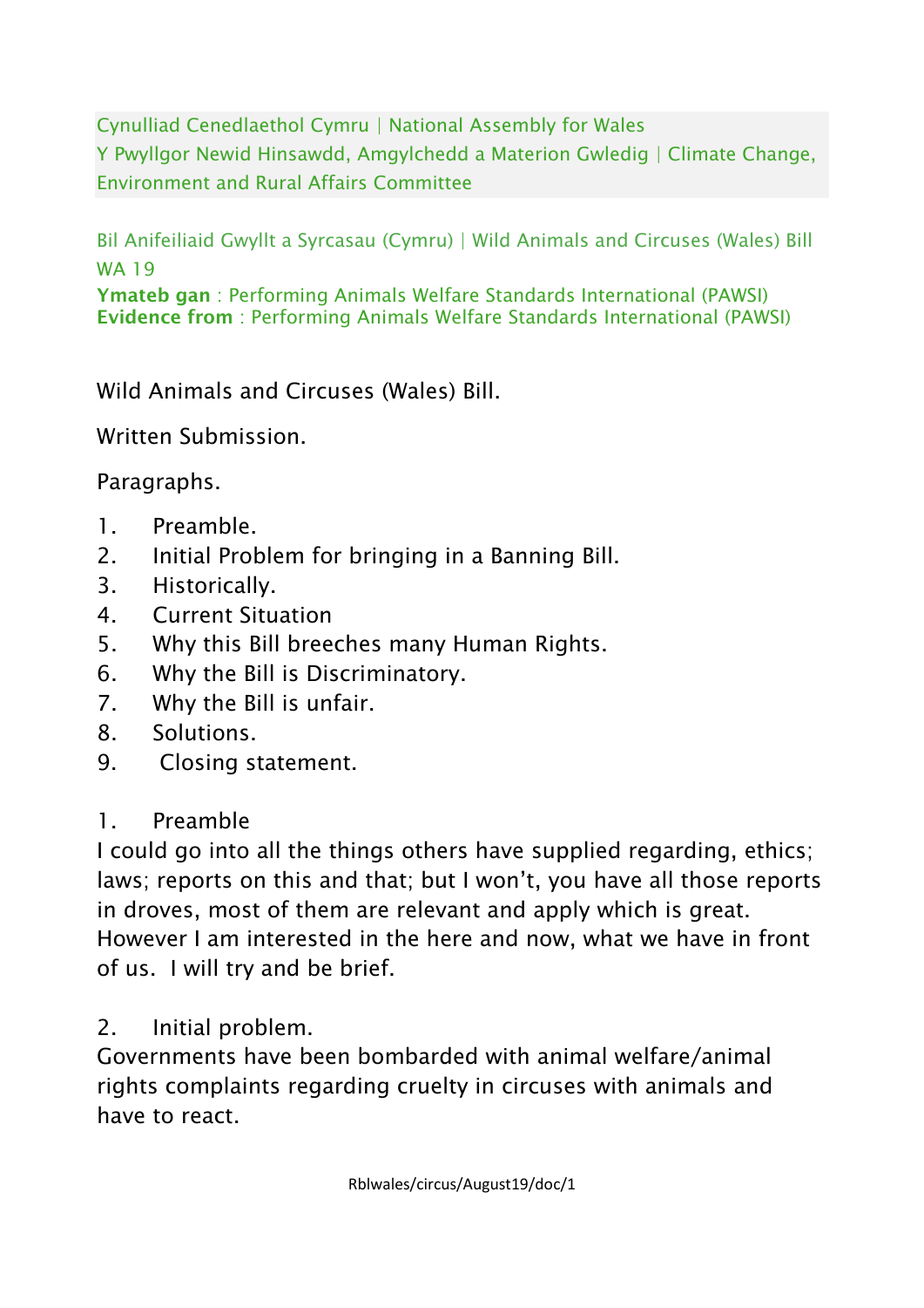Cynulliad Cenedlaethol Cymru | National Assembly for Wales
Y Pwyllgor Newid Hinsawdd, Amgylchedd a Materion Gwledig | Climate Change, Environment and Rural Affairs Committee

Bil Anifeiliaid Gwyllt a Syrcasau (Cymru) | Wild Animals and Circuses (Wales) Bill
WA 19
**Ymateb gan** : Performing Animals Welfare Standards International (PAWSI)
**Evidence from** : Performing Animals Welfare Standards International (PAWSI)

Wild Animals and Circuses (Wales) Bill.

Written Submission.

Paragraphs.

1. Preamble.
2. Initial Problem for bringing in a Banning Bill.
3. Historically.
4. Current Situation
5. Why this Bill breeches many Human Rights.
6. Why the Bill is Discriminatory.
7. Why the Bill is unfair.
8. Solutions.
9. Closing statement.

## 1. Preamble

I could go into all the things others have supplied regarding, ethics; laws; reports on this and that; but I won't, you have all those reports in droves, most of them are relevant and apply which is great. However I am interested in the here and now, what we have in front of us. I will try and be brief.

## 2. Initial problem.

Governments have been bombarded with animal welfare/animal rights complaints regarding cruelty in circuses with animals and have to react.

Rblwales/circus/August19/doc/1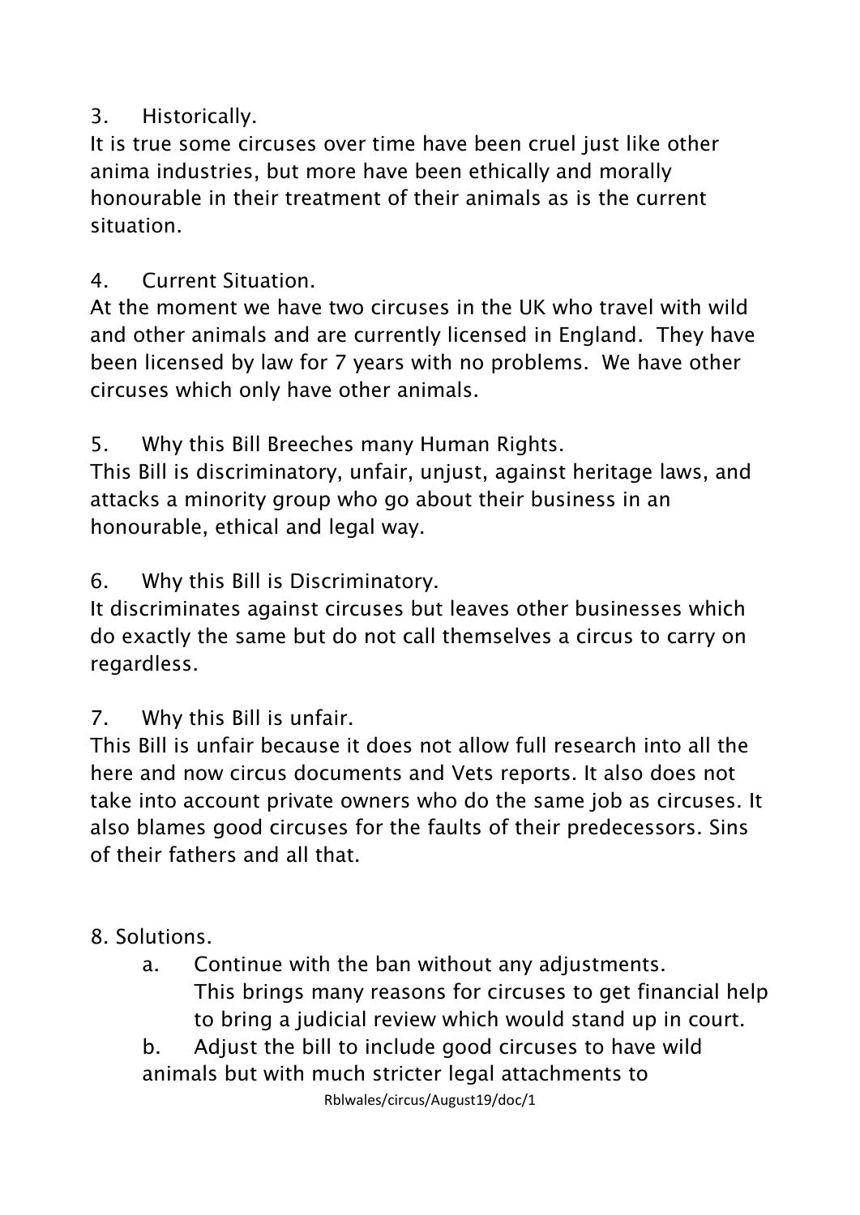3. Historically.

It is true some circuses over time have been cruel just like other anima industries, but more have been ethically and morally honourable in their treatment of their animals as is the current situation.

4. Current Situation.

At the moment we have two circuses in the UK who travel with wild and other animals and are currently licensed in England. They have been licensed by law for 7 years with no problems. We have other circuses which only have other animals.

5. Why this Bill Breeches many Human Rights.

This Bill is discriminatory, unfair, unjust, against heritage laws, and attacks a minority group who go about their business in an honourable, ethical and legal way.

6. Why this Bill is Discriminatory.

It discriminates against circuses but leaves other businesses which do exactly the same but do not call themselves a circus to carry on regardless.

7. Why this Bill is unfair.

This Bill is unfair because it does not allow full research into all the here and now circus documents and Vets reports. It also does not take into account private owners who do the same job as circuses. It also blames good circuses for the faults of their predecessors. Sins of their fathers and all that.

8. Solutions.

a. Continue with the ban without any adjustments.
   This brings many reasons for circuses to get financial help to bring a judicial review which would stand up in court.

b. Adjust the bill to include good circuses to have wild animals but with much stricter legal attachments to

Rblwales/circus/August19/doc/1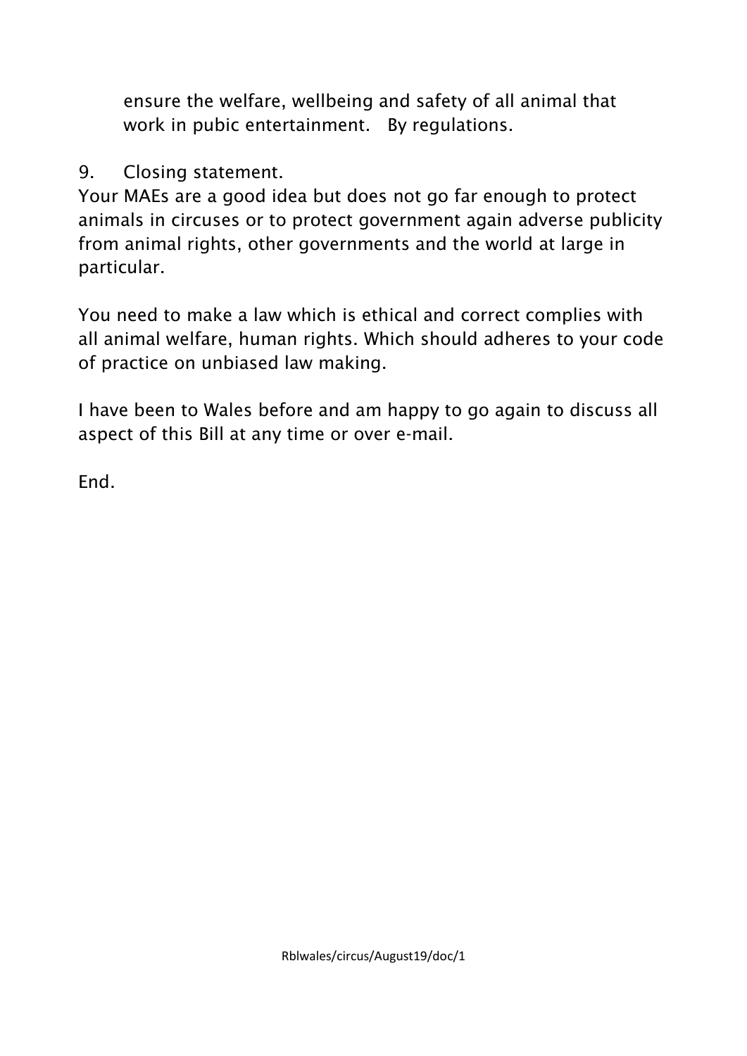ensure the welfare, wellbeing and safety of all animal that work in pubic entertainment. By regulations.

9. Closing statement.

Your MAEs are a good idea but does not go far enough to protect animals in circuses or to protect government again adverse publicity from animal rights, other governments and the world at large in particular.

You need to make a law which is ethical and correct complies with all animal welfare, human rights. Which should adheres to your code of practice on unbiased law making.

I have been to Wales before and am happy to go again to discuss all aspect of this Bill at any time or over e-mail.

End.

Rblwales/circus/August19/doc/1